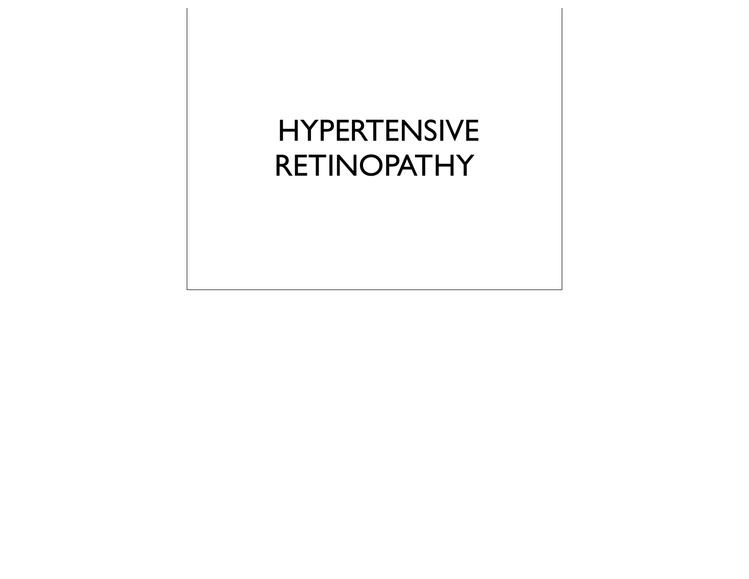# HYPERTENSIVE RETINOPATHY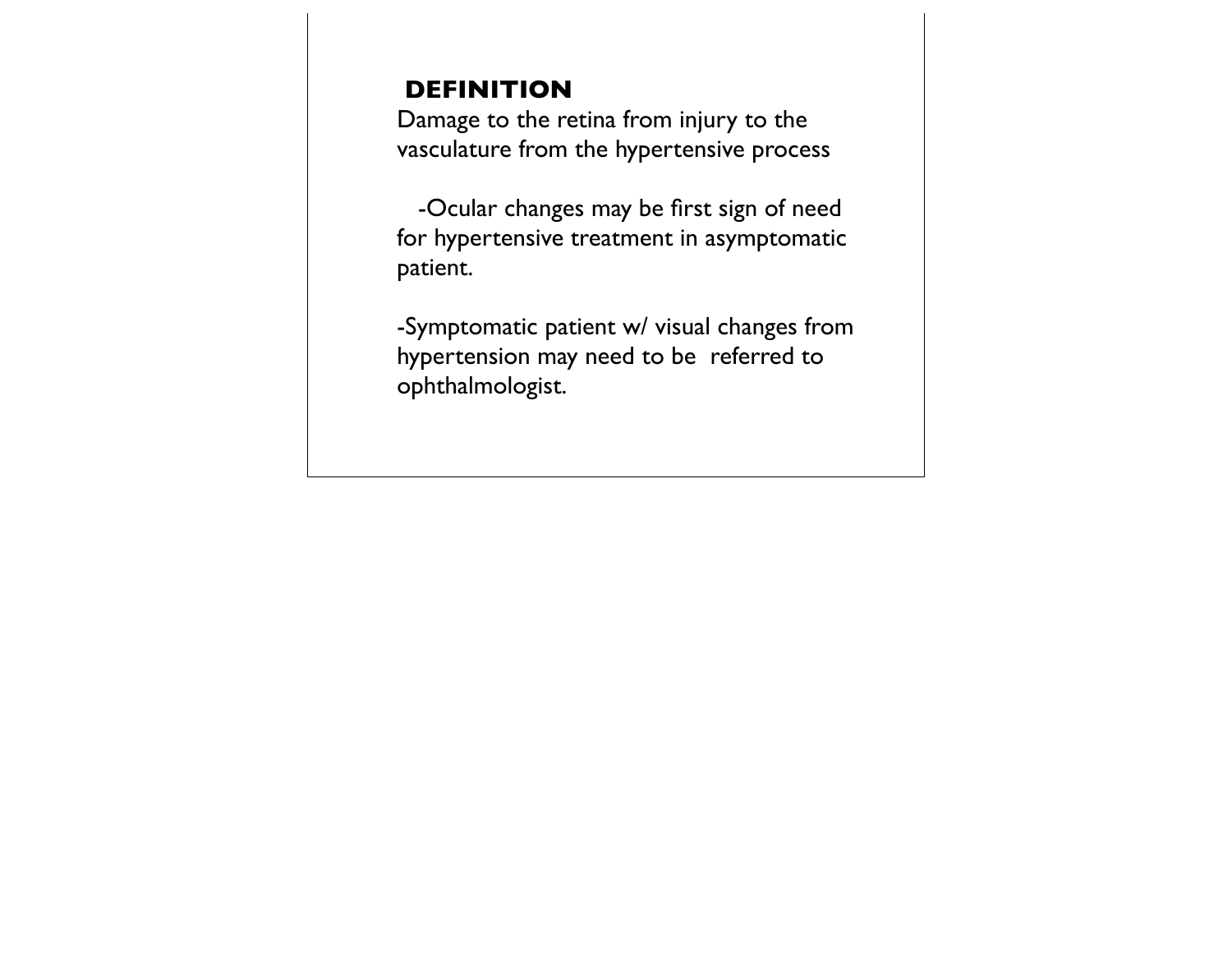## DEFINITION

Damage to the retina from injury to the vasculature from the hypertensive process

-Ocular changes may be first sign of need for hypertensive treatment in asymptomatic patient.

-Symptomatic patient w/ visual changes from hypertension may need to be referred to ophthalmologist.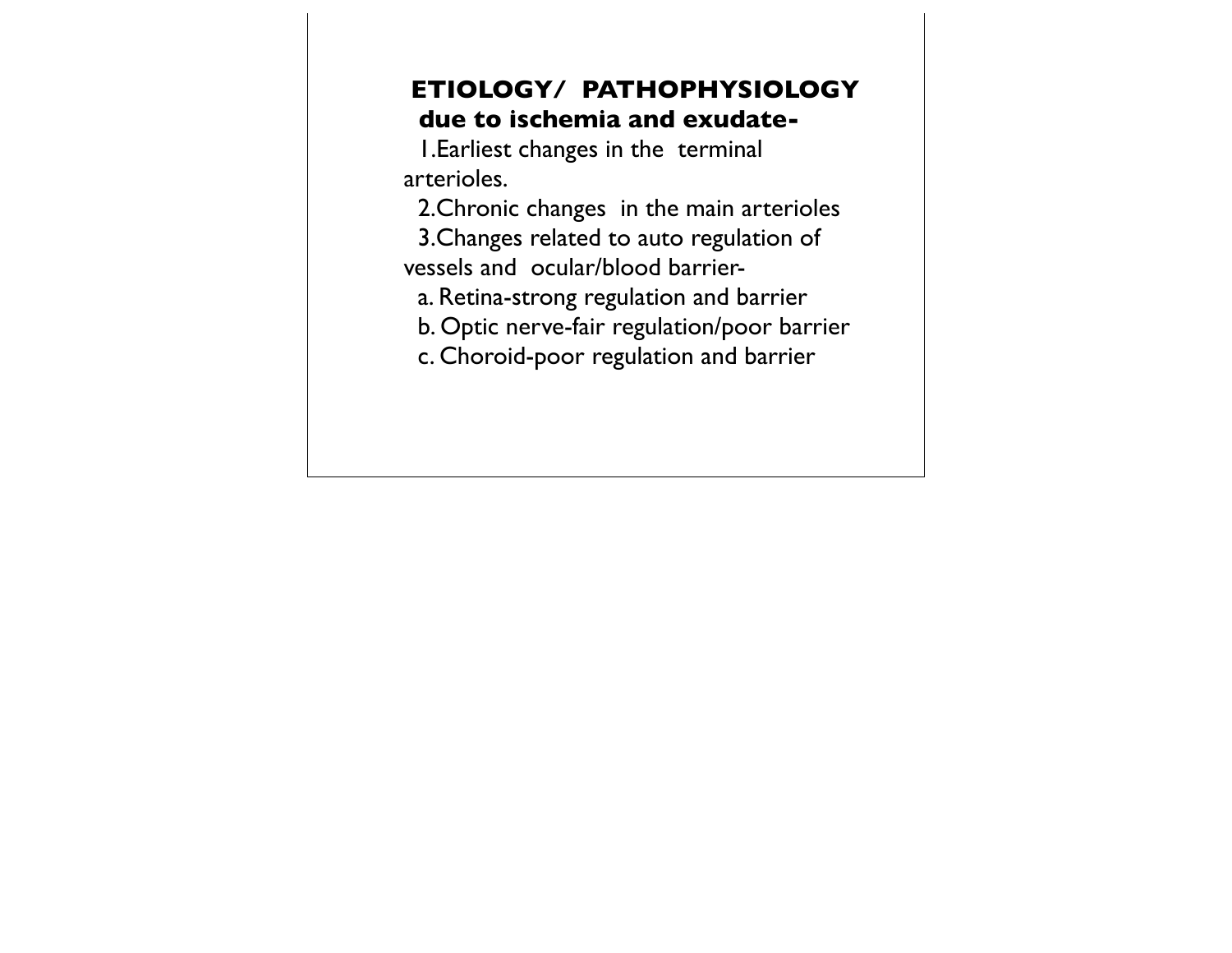## ETIOLOGY/ PATHOPHYSIOLOGY

**due to ischemia and exudate-**

1. Earliest changes in the terminal arterioles.
2. Chronic changes in the main arterioles
3. Changes related to auto regulation of vessels and ocular/blood barrier-
   a. Retina-strong regulation and barrier
   b. Optic nerve-fair regulation/poor barrier
   c. Choroid-poor regulation and barrier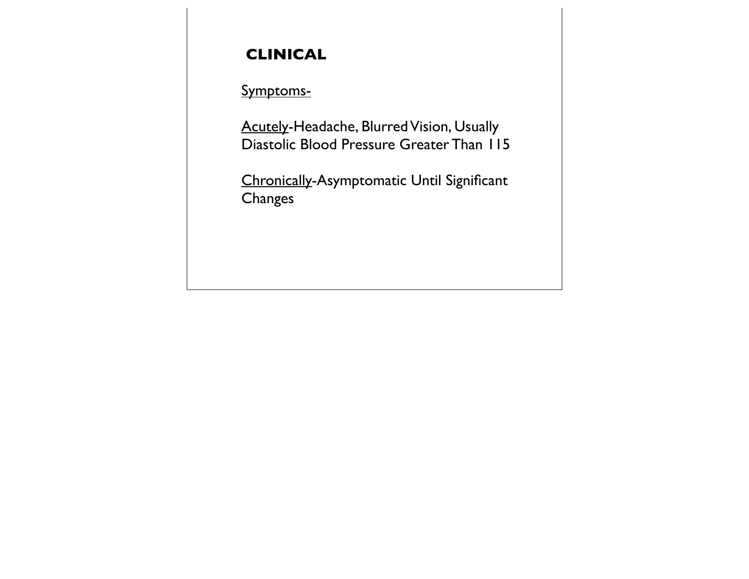## CLINICAL

Symptoms-

Acutely-Headache, Blurred Vision, Usually Diastolic Blood Pressure Greater Than 115

Chronically-Asymptomatic Until Significant Changes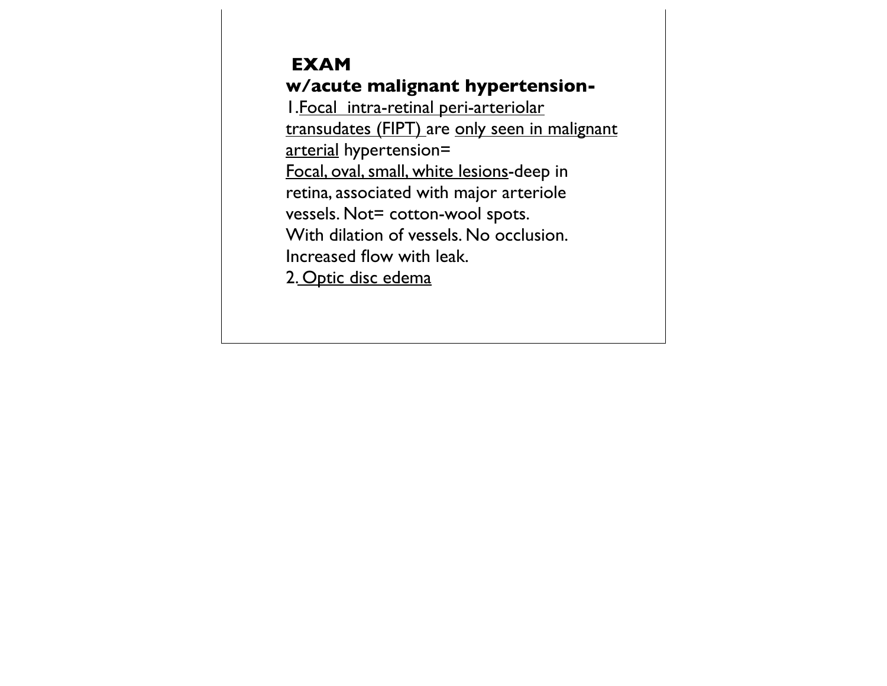**EXAM**

**w/acute malignant hypertension-**

1.Focal intra-retinal peri-arteriolar transudates (FIPT) are only seen in malignant arterial hypertension=

Focal, oval, small, white lesions-deep in retina, associated with major arteriole vessels. Not= cotton-wool spots.

With dilation of vessels. No occlusion.

Increased flow with leak.

2. Optic disc edema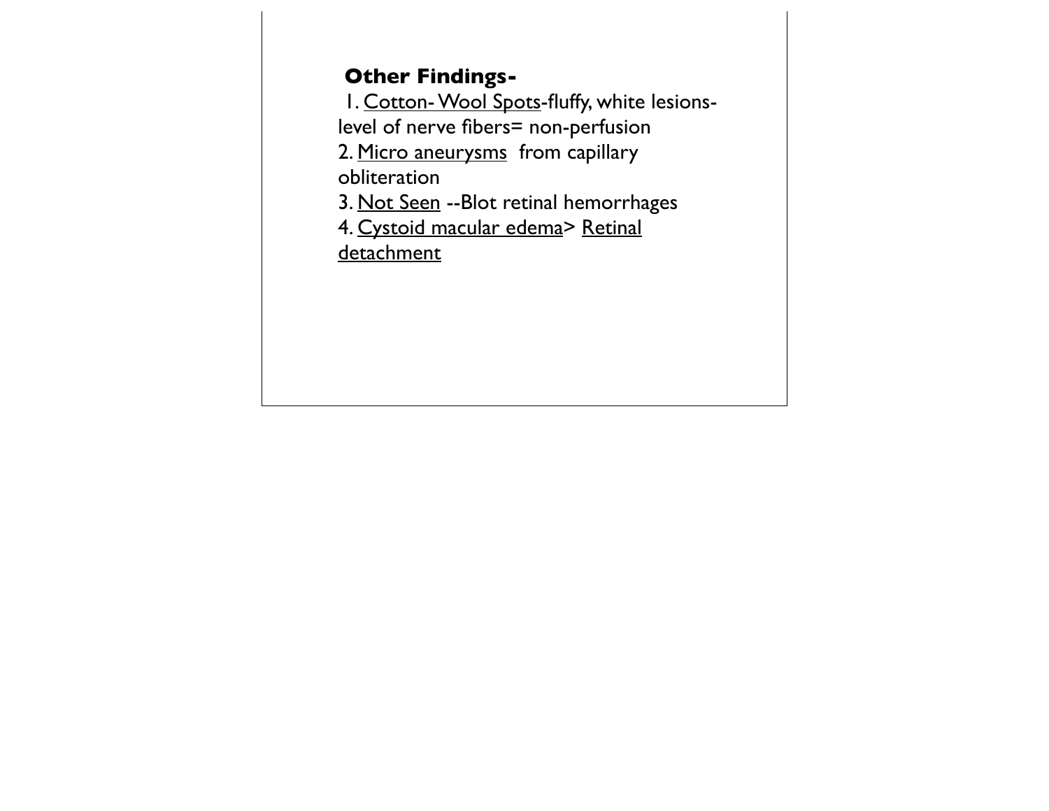**Other Findings-**

1. Cotton- Wool Spots-fluffy, white lesions-level of nerve fibers= non-perfusion
2. Micro aneurysms  from capillary obliteration
3. Not Seen --Blot retinal hemorrhages
4. Cystoid macular edema> Retinal detachment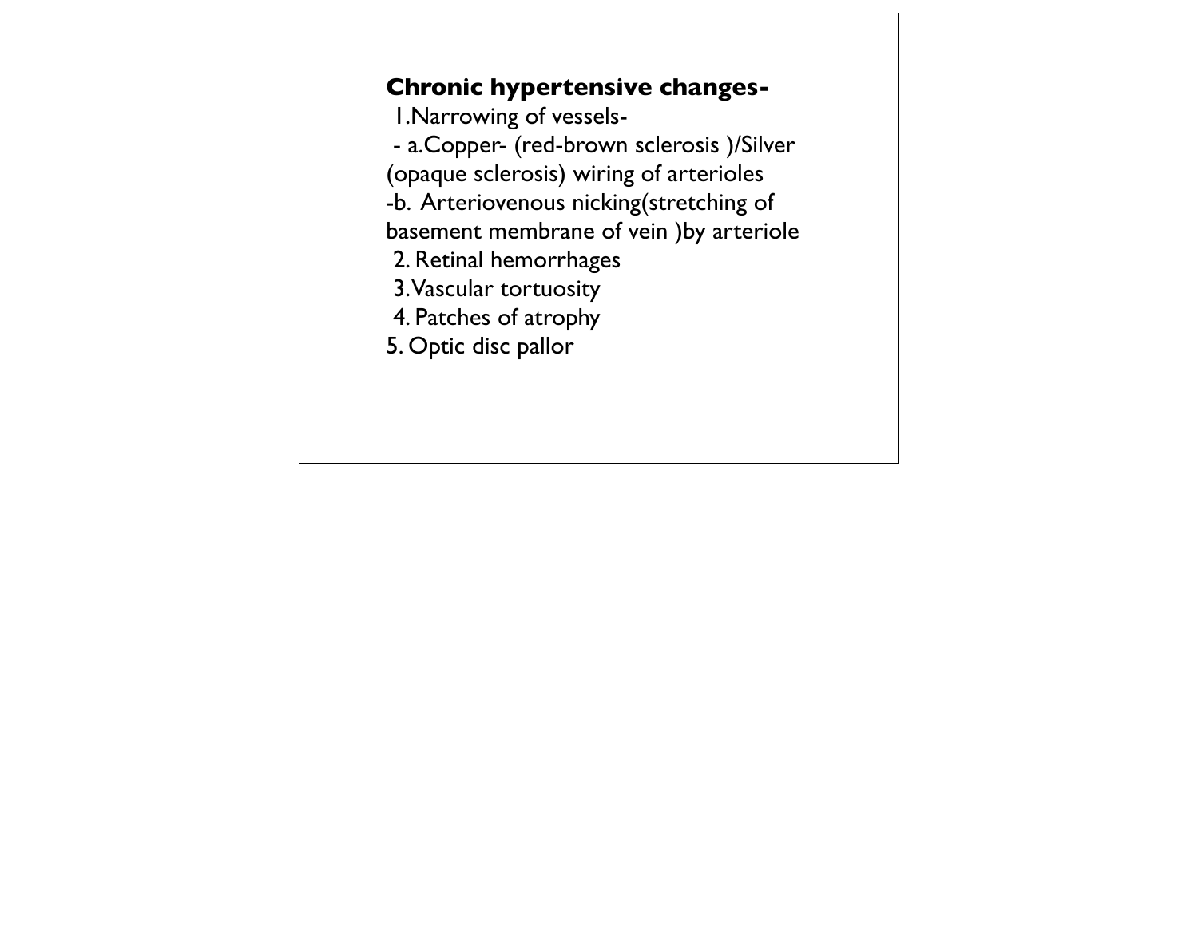**Chronic hypertensive changes-**

1. Narrowing of vessels-
   - a. Copper- (red-brown sclerosis )/Silver (opaque sclerosis) wiring of arterioles
   - b. Arteriovenous nicking(stretching of basement membrane of vein )by arteriole
2. Retinal hemorrhages
3. Vascular tortuosity
4. Patches of atrophy
5. Optic disc pallor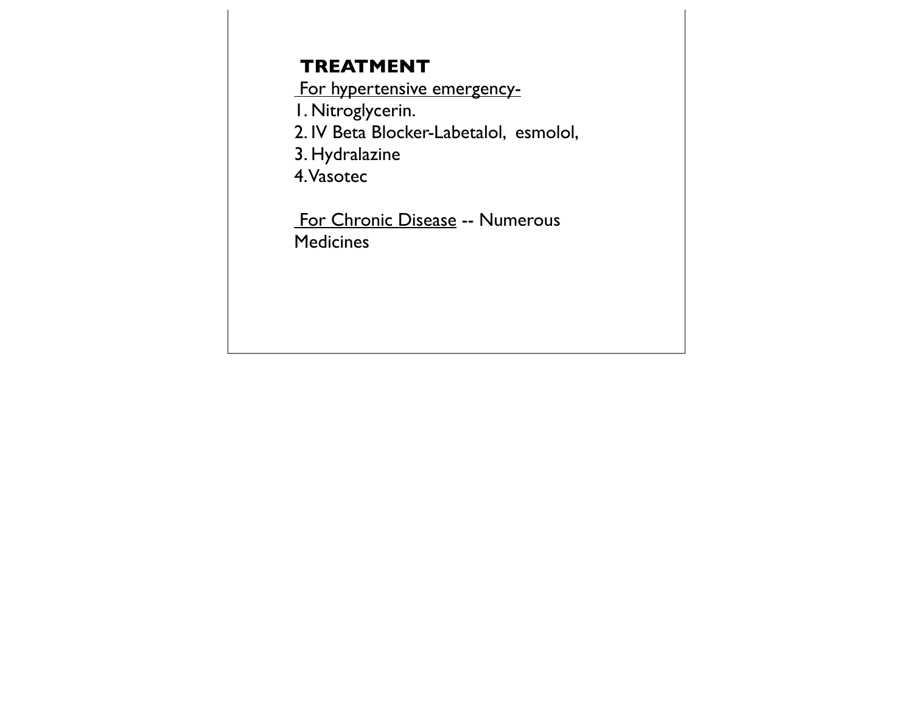## TREATMENT

For hypertensive emergency-

1. Nitroglycerin.
2. IV Beta Blocker-Labetalol, esmolol,
3. Hydralazine
4. Vasotec

For Chronic Disease -- Numerous Medicines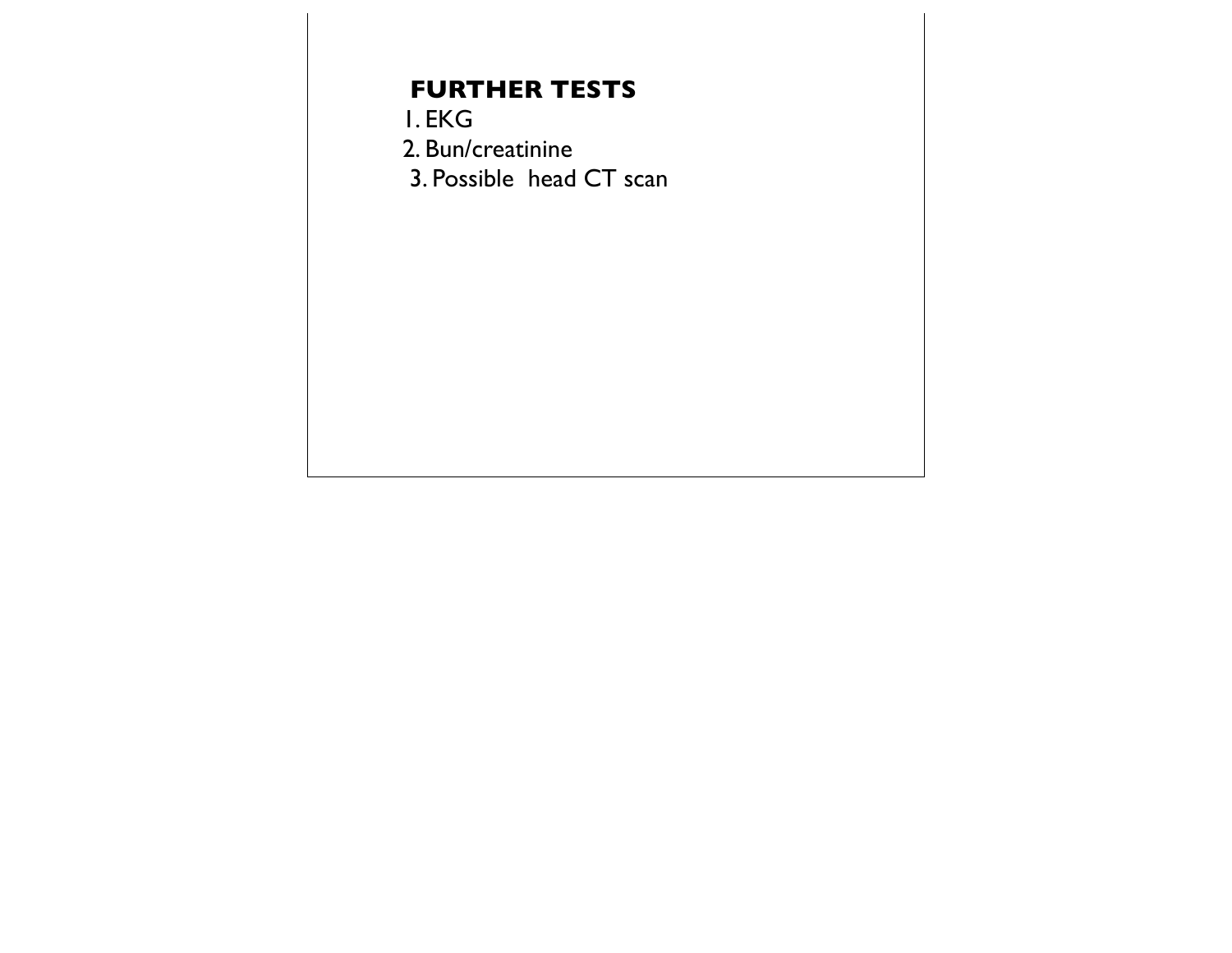**FURTHER TESTS**

1. EKG
2. Bun/creatinine
3. Possible head CT scan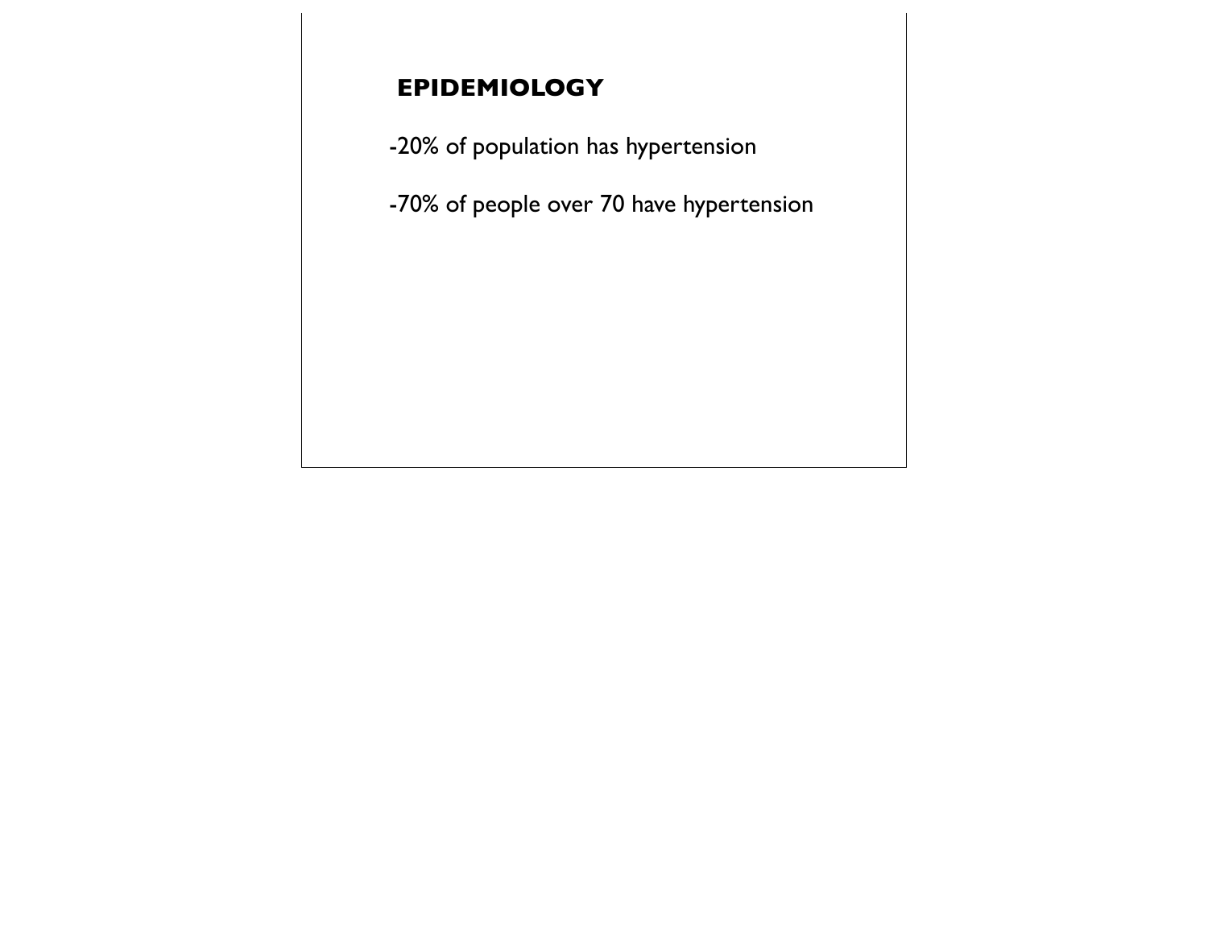## EPIDEMIOLOGY

-20% of population has hypertension

-70% of people over 70 have hypertension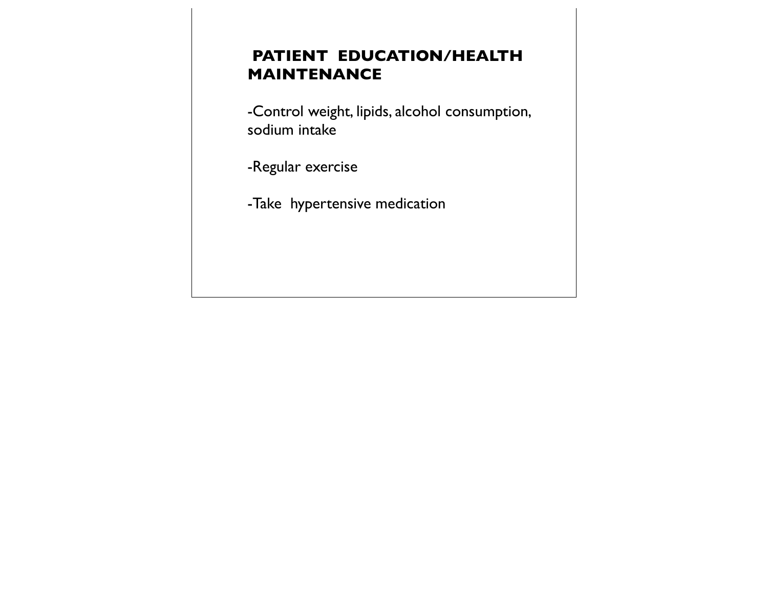## PATIENT EDUCATION/HEALTH MAINTENANCE

-Control weight, lipids, alcohol consumption, sodium intake

-Regular exercise

-Take hypertensive medication